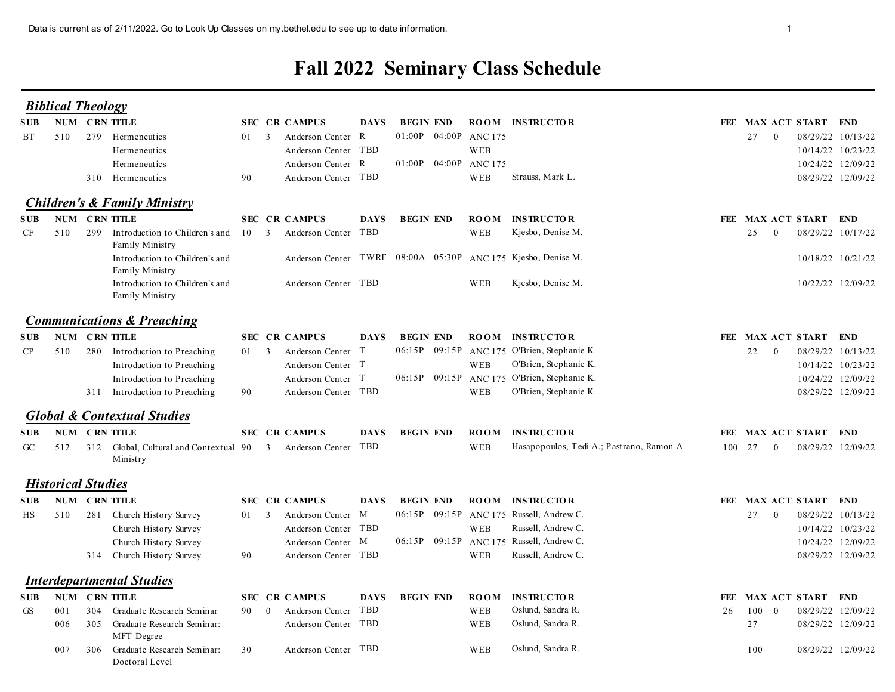Data is current as of 2/11/2022. Go to Look Up Classes on my.bethel.edu to see up to date information.

# Fall 2022 Seminary Class Schedule

## *Biblical Theology*

| SUB | NUM | CRN | TITLE | SEC | CR | CAMPUS | DAYS | BEGIN | END | ROOM | INSTRUCTOR | FEE | MAX | ACT | START | END |
|---|---|---|---|---|---|---|---|---|---|---|---|---|---|---|---|---|
| BT | 510 | 279 | Hermeneutics | 01 | 3 | Anderson Center | R | 01:00P | 04:00P | ANC 175 | | | 27 | 0 | 08/29/22 | 10/13/22 |
| | | | Hermeneutics | | | Anderson Center | TBD | | | WEB | | | | | 10/14/22 | 10/23/22 |
| | | | Hermeneutics | | | Anderson Center | R | 01:00P | 04:00P | ANC 175 | | | | | 10/24/22 | 12/09/22 |
| | | 310 | Hermeneutics | 90 | | Anderson Center | TBD | | | WEB | Strauss, Mark L. | | | | 08/29/22 | 12/09/22 |

## *Children's & Family Ministry*

| SUB | NUM | CRN | TITLE | SEC | CR | CAMPUS | DAYS | BEGIN | END | ROOM | INSTRUCTOR | FEE | MAX | ACT | START | END |
|---|---|---|---|---|---|---|---|---|---|---|---|---|---|---|---|---|
| CF | 510 | 299 | Introduction to Children's and Family Ministry | 10 | 3 | Anderson Center | TBD | | | WEB | Kjesbo, Denise M. | | 25 | 0 | 08/29/22 | 10/17/22 |
| | | | Introduction to Children's and Family Ministry | | | Anderson Center | TWRF | 08:00A | 05:30P | ANC 175 | Kjesbo, Denise M. | | | | 10/18/22 | 10/21/22 |
| | | | Introduction to Children's and Family Ministry | | | Anderson Center | TBD | | | WEB | Kjesbo, Denise M. | | | | 10/22/22 | 12/09/22 |

## *Communications & Preaching*

| SUB | NUM | CRN | TITLE | SEC | CR | CAMPUS | DAYS | BEGIN | END | ROOM | INSTRUCTOR | FEE | MAX | ACT | START | END |
|---|---|---|---|---|---|---|---|---|---|---|---|---|---|---|---|---|
| CP | 510 | 280 | Introduction to Preaching | 01 | 3 | Anderson Center | T | 06:15P | 09:15P | ANC 175 | O'Brien, Stephanie K. | | 22 | 0 | 08/29/22 | 10/13/22 |
| | | | Introduction to Preaching | | | Anderson Center | T | | | WEB | O'Brien, Stephanie K. | | | | 10/14/22 | 10/23/22 |
| | | | Introduction to Preaching | | | Anderson Center | T | 06:15P | 09:15P | ANC 175 | O'Brien, Stephanie K. | | | | 10/24/22 | 12/09/22 |
| | | 311 | Introduction to Preaching | 90 | | Anderson Center | TBD | | | WEB | O'Brien, Stephanie K. | | | | 08/29/22 | 12/09/22 |

## *Global & Contextual Studies*

| SUB | NUM | CRN | TITLE | SEC | CR | CAMPUS | DAYS | BEGIN | END | ROOM | INSTRUCTOR | FEE | MAX | ACT | START | END |
|---|---|---|---|---|---|---|---|---|---|---|---|---|---|---|---|---|
| GC | 512 | 312 | Global, Cultural and Contextual Ministry | 90 | 3 | Anderson Center | TBD | | | WEB | Hasapopoulos, Tedi A.; Pastrano, Ramon A. | 100 | 27 | 0 | 08/29/22 | 12/09/22 |

## *Historical Studies*

| SUB | NUM | CRN | TITLE | SEC | CR | CAMPUS | DAYS | BEGIN | END | ROOM | INSTRUCTOR | FEE | MAX | ACT | START | END |
|---|---|---|---|---|---|---|---|---|---|---|---|---|---|---|---|---|
| HS | 510 | 281 | Church History Survey | 01 | 3 | Anderson Center | M | 06:15P | 09:15P | ANC 175 | Russell, Andrew C. | | 27 | 0 | 08/29/22 | 10/13/22 |
| | | | Church History Survey | | | Anderson Center | TBD | | | WEB | Russell, Andrew C. | | | | 10/14/22 | 10/23/22 |
| | | | Church History Survey | | | Anderson Center | M | 06:15P | 09:15P | ANC 175 | Russell, Andrew C. | | | | 10/24/22 | 12/09/22 |
| | | 314 | Church History Survey | 90 | | Anderson Center | TBD | | | WEB | Russell, Andrew C. | | | | 08/29/22 | 12/09/22 |

## *Interdepartmental Studies*

| SUB | NUM | CRN | TITLE | SEC | CR | CAMPUS | DAYS | BEGIN | END | ROOM | INSTRUCTOR | FEE | MAX | ACT | START | END |
|---|---|---|---|---|---|---|---|---|---|---|---|---|---|---|---|---|
| GS | 001 | 304 | Graduate Research Seminar | 90 | 0 | Anderson Center | TBD | | | WEB | Oslund, Sandra R. | 26 | 100 | 0 | 08/29/22 | 12/09/22 |
| | 006 | 305 | Graduate Research Seminar: MFT Degree | | | Anderson Center | TBD | | | WEB | Oslund, Sandra R. | | 27 | | 08/29/22 | 12/09/22 |
| | 007 | 306 | Graduate Research Seminar: Doctoral Level | 30 | | Anderson Center | TBD | | | WEB | Oslund, Sandra R. | | 100 | | 08/29/22 | 12/09/22 |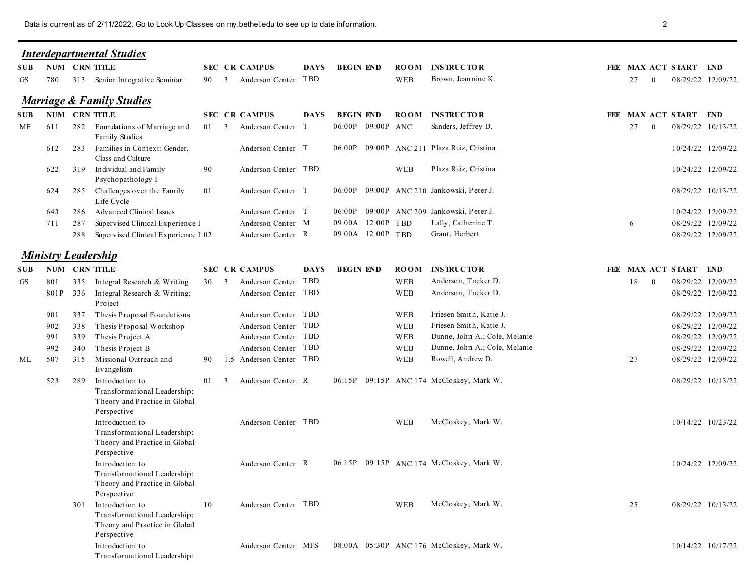Data is current as of 2/11/2022. Go to Look Up Classes on my.bethel.edu to see up to date information.

## *Interdepartmental Studies*

| SUB | NUM | CRN | TITLE | SEC | CR | CAMPUS | DAYS | BEGIN | END | ROOM | INSTRUCTOR | FEE | MAX | ACT | START | END |
|---|---|---|---|---|---|---|---|---|---|---|---|---|---|---|---|---|
| GS | 780 | 313 | Senior Integrative Seminar | 90 | 3 | Anderson Center | TBD | | | WEB | Brown, Jeannine K. | | 27 | 0 | 08/29/22 | 12/09/22 |

## *Marriage & Family Studies*

| SUB | NUM | CRN | TITLE | SEC | CR | CAMPUS | DAYS | BEGIN | END | ROOM | INSTRUCTOR | FEE | MAX | ACT | START | END |
|---|---|---|---|---|---|---|---|---|---|---|---|---|---|---|---|---|
| MF | 611 | 282 | Foundations of Marriage and Family Studies | 01 | 3 | Anderson Center | T | 06:00P | 09:00P | ANC | Sanders, Jeffrey D. | | 27 | 0 | 08/29/22 | 10/13/22 |
| | 612 | 283 | Families in Context: Gender, Class and Culture | | | Anderson Center | T | 06:00P | 09:00P | ANC 211 | Plaza Ruiz, Cristina | | | | 10/24/22 | 12/09/22 |
| | 622 | 319 | Individual and Family Psychopathology I | 90 | | Anderson Center | TBD | | | WEB | Plaza Ruiz, Cristina | | | | 10/24/22 | 12/09/22 |
| | 624 | 285 | Challenges over the Family Life Cycle | 01 | | Anderson Center | T | 06:00P | 09:00P | ANC 210 | Jankowski, Peter J. | | | | 08/29/22 | 10/13/22 |
| | 643 | 286 | Advanced Clinical Issues | | | Anderson Center | T | 06:00P | 09:00P | ANC 209 | Jankowski, Peter J. | | | | 10/24/22 | 12/09/22 |
| | 711 | 287 | Supervised Clinical Experience I | | | Anderson Center | M | 09:00A | 12:00P | TBD | Lally, Catherine T. | | 6 | | 08/29/22 | 12/09/22 |
| | | 288 | Supervised Clinical Experience I | 02 | | Anderson Center | R | 09:00A | 12:00P | TBD | Grant, Herbert | | | | 08/29/22 | 12/09/22 |

## *Ministry Leadership*

| SUB | NUM | CRN | TITLE | SEC | CR | CAMPUS | DAYS | BEGIN | END | ROOM | INSTRUCTOR | FEE | MAX | ACT | START | END |
|---|---|---|---|---|---|---|---|---|---|---|---|---|---|---|---|---|
| GS | 801 | 335 | Integral Research & Writing | 30 | 3 | Anderson Center | TBD | | | WEB | Anderson, Tucker D. | | 18 | 0 | 08/29/22 | 12/09/22 |
| | 801P | 336 | Integral Research & Writing: Project | | | Anderson Center | TBD | | | WEB | Anderson, Tucker D. | | | | 08/29/22 | 12/09/22 |
| | 901 | 337 | Thesis Proposal Foundations | | | Anderson Center | TBD | | | WEB | Friesen Smith, Katie J. | | | | 08/29/22 | 12/09/22 |
| | 902 | 338 | Thesis Proposal Workshop | | | Anderson Center | TBD | | | WEB | Friesen Smith, Katie J. | | | | 08/29/22 | 12/09/22 |
| | 991 | 339 | Thesis Project A | | | Anderson Center | TBD | | | WEB | Dunne, John A.; Cole, Melanie | | | | 08/29/22 | 12/09/22 |
| | 992 | 340 | Thesis Project B | | | Anderson Center | TBD | | | WEB | Dunne, John A.; Cole, Melanie | | | | 08/29/22 | 12/09/22 |
| ML | 507 | 315 | Missional Outreach and Evangelism | 90 | 1.5 | Anderson Center | TBD | | | WEB | Rowell, Andrew D. | | 27 | | 08/29/22 | 12/09/22 |
| | 523 | 289 | Introduction to Transformational Leadership: Theory and Practice in Global Perspective | 01 | 3 | Anderson Center | R | 06:15P | 09:15P | ANC 174 | McCloskey, Mark W. | | | | 08/29/22 | 10/13/22 |
| | | | Introduction to Transformational Leadership: Theory and Practice in Global Perspective | | | Anderson Center | TBD | | | WEB | McCloskey, Mark W. | | | | 10/14/22 | 10/23/22 |
| | | | Introduction to Transformational Leadership: Theory and Practice in Global Perspective | | | Anderson Center | R | 06:15P | 09:15P | ANC 174 | McCloskey, Mark W. | | | | 10/24/22 | 12/09/22 |
| | | 301 | Introduction to Transformational Leadership: Theory and Practice in Global Perspective | 10 | | Anderson Center | TBD | | | WEB | McCloskey, Mark W. | | 25 | | 08/29/22 | 10/13/22 |
| | | | Introduction to Transformational Leadership: | | | Anderson Center | MFS | 08:00A | 05:30P | ANC 176 | McCloskey, Mark W. | | | | 10/14/22 | 10/17/22 |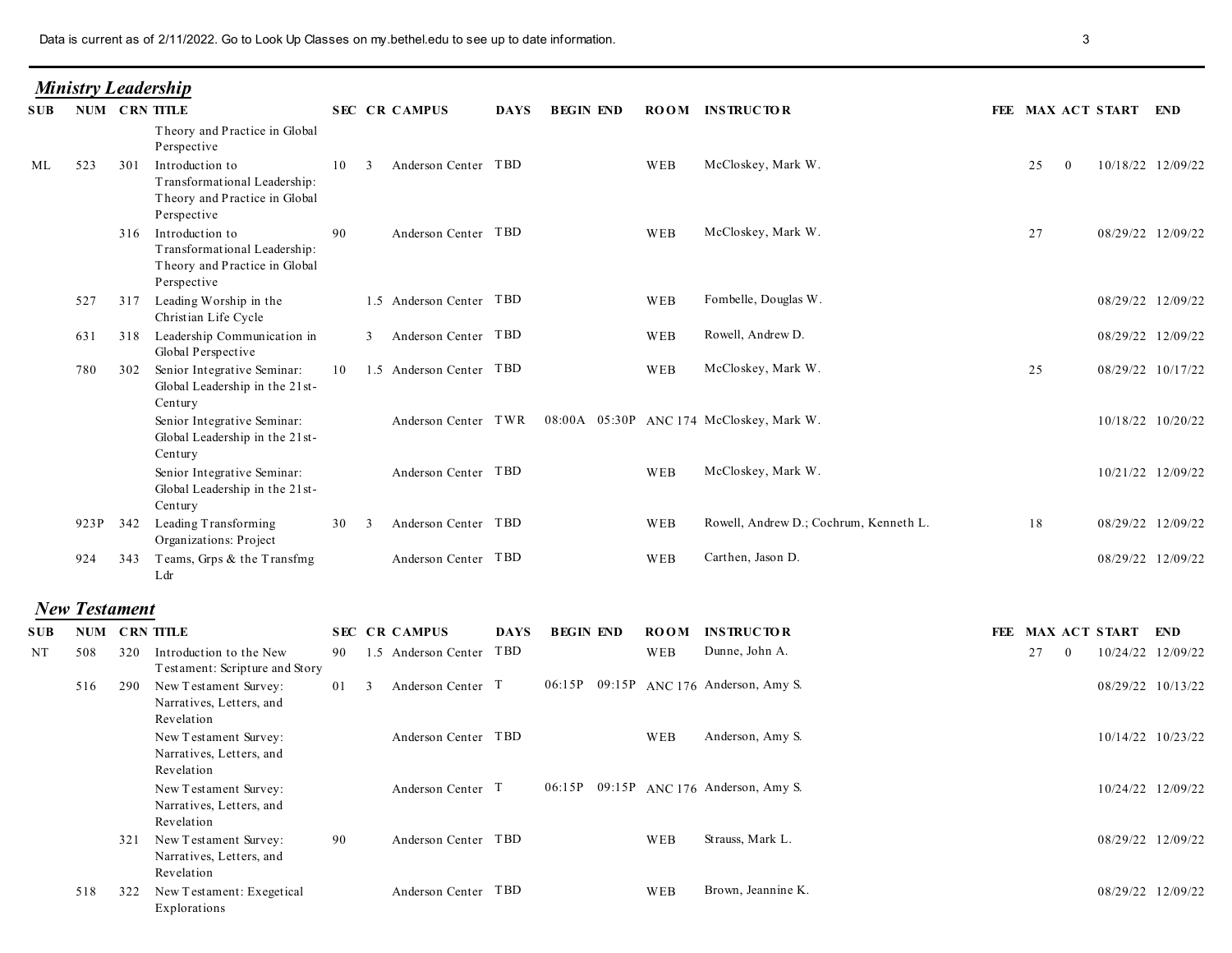Data is current as of 2/11/2022. Go to Look Up Classes on my.bethel.edu to see up to date information.

## *Ministry Leadership*

| SUB | NUM | CRN | TITLE | SEC | CR | CAMPUS | DAYS | BEGIN | END | ROOM | INSTRUCTOR | FEE | MAX | ACT | START | END |
|---|---|---|---|---|---|---|---|---|---|---|---|---|---|---|---|---|
| | | | Theory and Practice in Global Perspective | | | | | | | | | | | | | |
| ML | 523 | 301 | Introduction to Transformational Leadership: Theory and Practice in Global Perspective | 10 | 3 | Anderson Center | TBD | | | WEB | McCloskey, Mark W. | | 25 | 0 | 10/18/22 | 12/09/22 |
| | | 316 | Introduction to Transformational Leadership: Theory and Practice in Global Perspective | 90 | | Anderson Center | TBD | | | WEB | McCloskey, Mark W. | | 27 | | 08/29/22 | 12/09/22 |
| | 527 | 317 | Leading Worship in the Christian Life Cycle | | 1.5 | Anderson Center | TBD | | | WEB | Fombelle, Douglas W. | | | | 08/29/22 | 12/09/22 |
| | 631 | 318 | Leadership Communication in Global Perspective | | 3 | Anderson Center | TBD | | | WEB | Rowell, Andrew D. | | | | 08/29/22 | 12/09/22 |
| | 780 | 302 | Senior Integrative Seminar: Global Leadership in the 21st-Century | 10 | 1.5 | Anderson Center | TBD | | | WEB | McCloskey, Mark W. | | 25 | | 08/29/22 | 10/17/22 |
| | | | Senior Integrative Seminar: Global Leadership in the 21st-Century | | | Anderson Center | TWR | 08:00A | 05:30P | ANC 174 | McCloskey, Mark W. | | | | 10/18/22 | 10/20/22 |
| | | | Senior Integrative Seminar: Global Leadership in the 21st-Century | | | Anderson Center | TBD | | | WEB | McCloskey, Mark W. | | | | 10/21/22 | 12/09/22 |
| | 923P | 342 | Leading Transforming Organizations: Project | 30 | 3 | Anderson Center | TBD | | | WEB | Rowell, Andrew D.; Cochrum, Kenneth L. | | 18 | | 08/29/22 | 12/09/22 |
| | 924 | 343 | Teams, Grps & the Transfmg Ldr | | | Anderson Center | TBD | | | WEB | Carthen, Jason D. | | | | 08/29/22 | 12/09/22 |

## *New Testament*

| SUB | NUM | CRN | TITLE | SEC | CR | CAMPUS | DAYS | BEGIN | END | ROOM | INSTRUCTOR | FEE | MAX | ACT | START | END |
|---|---|---|---|---|---|---|---|---|---|---|---|---|---|---|---|---|
| NT | 508 | 320 | Introduction to the New Testament: Scripture and Story | 90 | 1.5 | Anderson Center | TBD | | | WEB | Dunne, John A. | | 27 | 0 | 10/24/22 | 12/09/22 |
| | 516 | 290 | New Testament Survey: Narratives, Letters, and Revelation | 01 | 3 | Anderson Center | T | 06:15P | 09:15P | ANC 176 | Anderson, Amy S. | | | | 08/29/22 | 10/13/22 |
| | | | New Testament Survey: Narratives, Letters, and Revelation | | | Anderson Center | TBD | | | WEB | Anderson, Amy S. | | | | 10/14/22 | 10/23/22 |
| | | | New Testament Survey: Narratives, Letters, and Revelation | | | Anderson Center | T | 06:15P | 09:15P | ANC 176 | Anderson, Amy S. | | | | 10/24/22 | 12/09/22 |
| | | 321 | New Testament Survey: Narratives, Letters, and Revelation | 90 | | Anderson Center | TBD | | | WEB | Strauss, Mark L. | | | | 08/29/22 | 12/09/22 |
| | 518 | 322 | New Testament: Exegetical Explorations | | | Anderson Center | TBD | | | WEB | Brown, Jeannine K. | | | | 08/29/22 | 12/09/22 |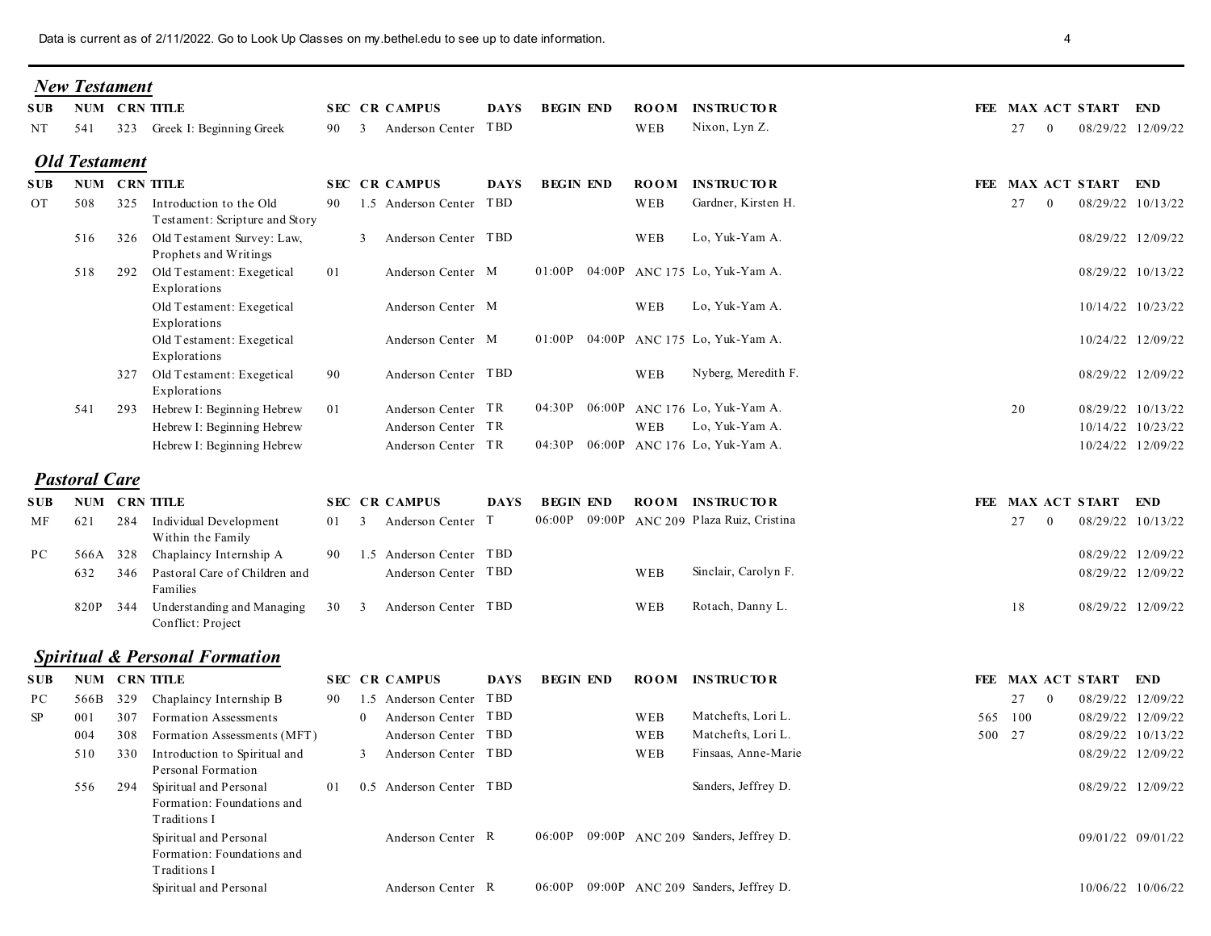## *New Testament*

| SUB | NUM | CRN | TITLE | SEC | CR | CAMPUS | DAYS | BEGIN | END | ROOM | INSTRUCTOR | FEE | MAX | ACT | START | END |
|---|---|---|---|---|---|---|---|---|---|---|---|---|---|---|---|---|
| NT | 541 | 323 | Greek I: Beginning Greek | 90 | 3 | Anderson Center | TBD | | | WEB | Nixon, Lyn Z. | | 27 | 0 | 08/29/22 | 12/09/22 |

## *Old Testament*

| SUB | NUM | CRN | TITLE | SEC | CR | CAMPUS | DAYS | BEGIN | END | ROOM | INSTRUCTOR | FEE | MAX | ACT | START | END |
|---|---|---|---|---|---|---|---|---|---|---|---|---|---|---|---|---|
| OT | 508 | 325 | Introduction to the Old Testament: Scripture and Story | 90 | 1.5 | Anderson Center | TBD | | | WEB | Gardner, Kirsten H. | | 27 | 0 | 08/29/22 | 10/13/22 |
| | 516 | 326 | Old Testament Survey: Law, Prophets and Writings | | 3 | Anderson Center | TBD | | | WEB | Lo, Yuk-Yam A. | | | | 08/29/22 | 12/09/22 |
| | 518 | 292 | Old Testament: Exegetical Explorations | 01 | | Anderson Center | M | 01:00P | 04:00P | ANC 175 | Lo, Yuk-Yam A. | | | | 08/29/22 | 10/13/22 |
| | | | Old Testament: Exegetical Explorations | | | Anderson Center | M | | | WEB | Lo, Yuk-Yam A. | | | | 10/14/22 | 10/23/22 |
| | | | Old Testament: Exegetical Explorations | | | Anderson Center | M | 01:00P | 04:00P | ANC 175 | Lo, Yuk-Yam A. | | | | 10/24/22 | 12/09/22 |
| | | 327 | Old Testament: Exegetical Explorations | 90 | | Anderson Center | TBD | | | WEB | Nyberg, Meredith F. | | | | 08/29/22 | 12/09/22 |
| | 541 | 293 | Hebrew I: Beginning Hebrew | 01 | | Anderson Center | TR | 04:30P | 06:00P | ANC 176 | Lo, Yuk-Yam A. | | 20 | | 08/29/22 | 10/13/22 |
| | | | Hebrew I: Beginning Hebrew | | | Anderson Center | TR | | | WEB | Lo, Yuk-Yam A. | | | | 10/14/22 | 10/23/22 |
| | | | Hebrew I: Beginning Hebrew | | | Anderson Center | TR | 04:30P | 06:00P | ANC 176 | Lo, Yuk-Yam A. | | | | 10/24/22 | 12/09/22 |

## *Pastoral Care*

| SUB | NUM | CRN | TITLE | SEC | CR | CAMPUS | DAYS | BEGIN | END | ROOM | INSTRUCTOR | FEE | MAX | ACT | START | END |
|---|---|---|---|---|---|---|---|---|---|---|---|---|---|---|---|---|
| MF | 621 | 284 | Individual Development Within the Family | 01 | 3 | Anderson Center | T | 06:00P | 09:00P | ANC 209 | Plaza Ruiz, Cristina | | 27 | 0 | 08/29/22 | 10/13/22 |
| PC | 566A | 328 | Chaplaincy Internship A | 90 | 1.5 | Anderson Center | TBD | | | | | | | | 08/29/22 | 12/09/22 |
| | 632 | 346 | Pastoral Care of Children and Families | | | Anderson Center | TBD | | | WEB | Sinclair, Carolyn F. | | | | 08/29/22 | 12/09/22 |
| | 820P | 344 | Understanding and Managing Conflict: Project | 30 | 3 | Anderson Center | TBD | | | WEB | Rotach, Danny L. | | 18 | | 08/29/22 | 12/09/22 |

## *Spiritual & Personal Formation*

| SUB | NUM | CRN | TITLE | SEC | CR | CAMPUS | DAYS | BEGIN | END | ROOM | INSTRUCTOR | FEE | MAX | ACT | START | END |
|---|---|---|---|---|---|---|---|---|---|---|---|---|---|---|---|---|
| PC | 566B | 329 | Chaplaincy Internship B | 90 | 1.5 | Anderson Center | TBD | | | | | | 27 | 0 | 08/29/22 | 12/09/22 |
| SP | 001 | 307 | Formation Assessments | | 0 | Anderson Center | TBD | | | WEB | Matchefts, Lori L. | 565 | 100 | | 08/29/22 | 12/09/22 |
| | 004 | 308 | Formation Assessments (MFT) | | | Anderson Center | TBD | | | WEB | Matchefts, Lori L. | 500 | 27 | | 08/29/22 | 10/13/22 |
| | 510 | 330 | Introduction to Spiritual and Personal Formation | | 3 | Anderson Center | TBD | | | WEB | Finsaas, Anne-Marie | | | | 08/29/22 | 12/09/22 |
| | 556 | 294 | Spiritual and Personal Formation: Foundations and Traditions I | 01 | 0.5 | Anderson Center | TBD | | | | Sanders, Jeffrey D. | | | | 08/29/22 | 12/09/22 |
| | | | Spiritual and Personal Formation: Foundations and Traditions I | | | Anderson Center | R | 06:00P | 09:00P | ANC 209 | Sanders, Jeffrey D. | | | | 09/01/22 | 09/01/22 |
| | | | Spiritual and Personal | | | Anderson Center | R | 06:00P | 09:00P | ANC 209 | Sanders, Jeffrey D. | | | | 10/06/22 | 10/06/22 |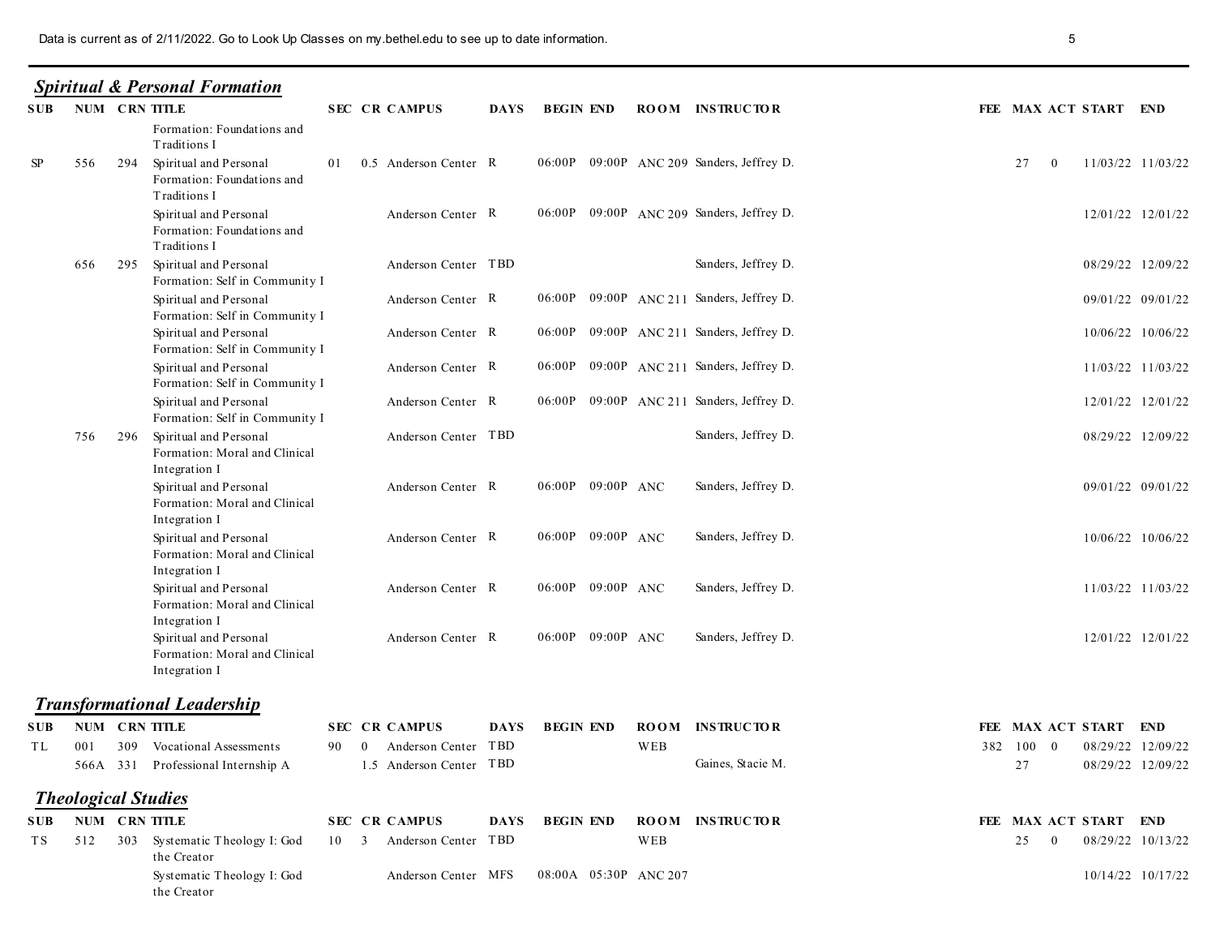## *Spiritual & Personal Formation*

| SUB | NUM | CRN | TITLE | SEC | CR | CAMPUS | DAYS | BEGIN | END | ROOM | INSTRUCTOR | FEE | MAX | ACT | START | END |
|---|---|---|---|---|---|---|---|---|---|---|---|---|---|---|---|---|
| | | | Formation: Foundations and Traditions I | | | | | | | | | | | | | |
| SP | 556 | 294 | Spiritual and Personal Formation: Foundations and Traditions I | 01 | 0.5 | Anderson Center | R | 06:00P | 09:00P | ANC 209 | Sanders, Jeffrey D. | | 27 | 0 | 11/03/22 | 11/03/22 |
| | | | Spiritual and Personal Formation: Foundations and Traditions I | | | Anderson Center | R | 06:00P | 09:00P | ANC 209 | Sanders, Jeffrey D. | | | | 12/01/22 | 12/01/22 |
| | 656 | 295 | Spiritual and Personal Formation: Self in Community I | | | Anderson Center | TBD | | | | Sanders, Jeffrey D. | | | | 08/29/22 | 12/09/22 |
| | | | Spiritual and Personal Formation: Self in Community I | | | Anderson Center | R | 06:00P | 09:00P | ANC 211 | Sanders, Jeffrey D. | | | | 09/01/22 | 09/01/22 |
| | | | Spiritual and Personal Formation: Self in Community I | | | Anderson Center | R | 06:00P | 09:00P | ANC 211 | Sanders, Jeffrey D. | | | | 10/06/22 | 10/06/22 |
| | | | Spiritual and Personal Formation: Self in Community I | | | Anderson Center | R | 06:00P | 09:00P | ANC 211 | Sanders, Jeffrey D. | | | | 11/03/22 | 11/03/22 |
| | | | Spiritual and Personal Formation: Self in Community I | | | Anderson Center | R | 06:00P | 09:00P | ANC 211 | Sanders, Jeffrey D. | | | | 12/01/22 | 12/01/22 |
| | 756 | 296 | Spiritual and Personal Formation: Moral and Clinical Integration I | | | Anderson Center | TBD | | | | Sanders, Jeffrey D. | | | | 08/29/22 | 12/09/22 |
| | | | Spiritual and Personal Formation: Moral and Clinical Integration I | | | Anderson Center | R | 06:00P | 09:00P | ANC | Sanders, Jeffrey D. | | | | 09/01/22 | 09/01/22 |
| | | | Spiritual and Personal Formation: Moral and Clinical Integration I | | | Anderson Center | R | 06:00P | 09:00P | ANC | Sanders, Jeffrey D. | | | | 10/06/22 | 10/06/22 |
| | | | Spiritual and Personal Formation: Moral and Clinical Integration I | | | Anderson Center | R | 06:00P | 09:00P | ANC | Sanders, Jeffrey D. | | | | 11/03/22 | 11/03/22 |
| | | | Spiritual and Personal Formation: Moral and Clinical Integration I | | | Anderson Center | R | 06:00P | 09:00P | ANC | Sanders, Jeffrey D. | | | | 12/01/22 | 12/01/22 |

## *Transformational Leadership*

| SUB | NUM | CRN | TITLE | SEC | CR | CAMPUS | DAYS | BEGIN | END | ROOM | INSTRUCTOR | FEE | MAX | ACT | START | END |
|---|---|---|---|---|---|---|---|---|---|---|---|---|---|---|---|---|
| TL | 001 | 309 | Vocational Assessments | 90 | 0 | Anderson Center | TBD | | | WEB | | 382 | 100 | 0 | 08/29/22 | 12/09/22 |
| | 566A | 331 | Professional Internship A | | 1.5 | Anderson Center | TBD | | | | Gaines, Stacie M. | | 27 | | 08/29/22 | 12/09/22 |

## *Theological Studies*

| SUB | NUM | CRN | TITLE | SEC | CR | CAMPUS | DAYS | BEGIN | END | ROOM | INSTRUCTOR | FEE | MAX | ACT | START | END |
|---|---|---|---|---|---|---|---|---|---|---|---|---|---|---|---|---|
| TS | 512 | 303 | Systematic Theology I: God the Creator | 10 | 3 | Anderson Center | TBD | | | WEB | | | 25 | 0 | 08/29/22 | 10/13/22 |
| | | | Systematic Theology I: God the Creator | | | Anderson Center | MFS | 08:00A | 05:30P | ANC 207 | | | | | 10/14/22 | 10/17/22 |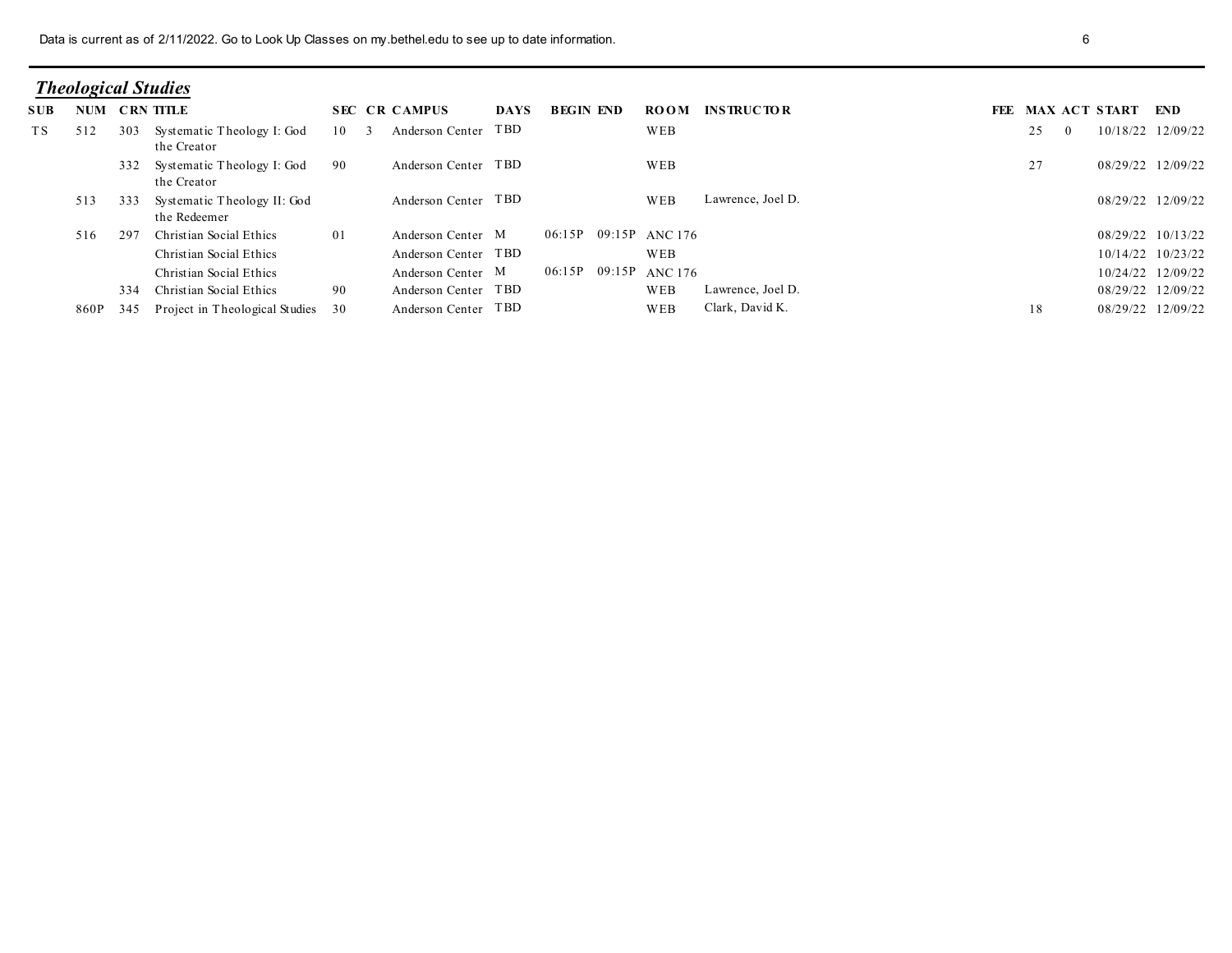## *Theological Studies*

| SUB | NUM | CRN | TITLE | SEC | CR | CAMPUS | DAYS | BEGIN | END | ROOM | INSTRUCTOR | FEE | MAX | ACT | START | END |
|---|---|---|---|---|---|---|---|---|---|---|---|---|---|---|---|---|
| TS | 512 | 303 | Systematic Theology I: God the Creator | 10 | 3 | Anderson Center | TBD | | | WEB | | | 25 | 0 | 10/18/22 | 12/09/22 |
| | | 332 | Systematic Theology I: God the Creator | 90 | | Anderson Center | TBD | | | WEB | | | 27 | | 08/29/22 | 12/09/22 |
| | 513 | 333 | Systematic Theology II: God the Redeemer | | | Anderson Center | TBD | | | WEB | Lawrence, Joel D. | | | | 08/29/22 | 12/09/22 |
| | 516 | 297 | Christian Social Ethics | 01 | | Anderson Center | M | 06:15P | 09:15P | ANC 176 | | | | | 08/29/22 | 10/13/22 |
| | | | Christian Social Ethics | | | Anderson Center | TBD | | | WEB | | | | | 10/14/22 | 10/23/22 |
| | | | Christian Social Ethics | | | Anderson Center | M | 06:15P | 09:15P | ANC 176 | | | | | 10/24/22 | 12/09/22 |
| | | 334 | Christian Social Ethics | 90 | | Anderson Center | TBD | | | WEB | Lawrence, Joel D. | | | | 08/29/22 | 12/09/22 |
| | 860P | 345 | Project in Theological Studies | 30 | | Anderson Center | TBD | | | WEB | Clark, David K. | | 18 | | 08/29/22 | 12/09/22 |